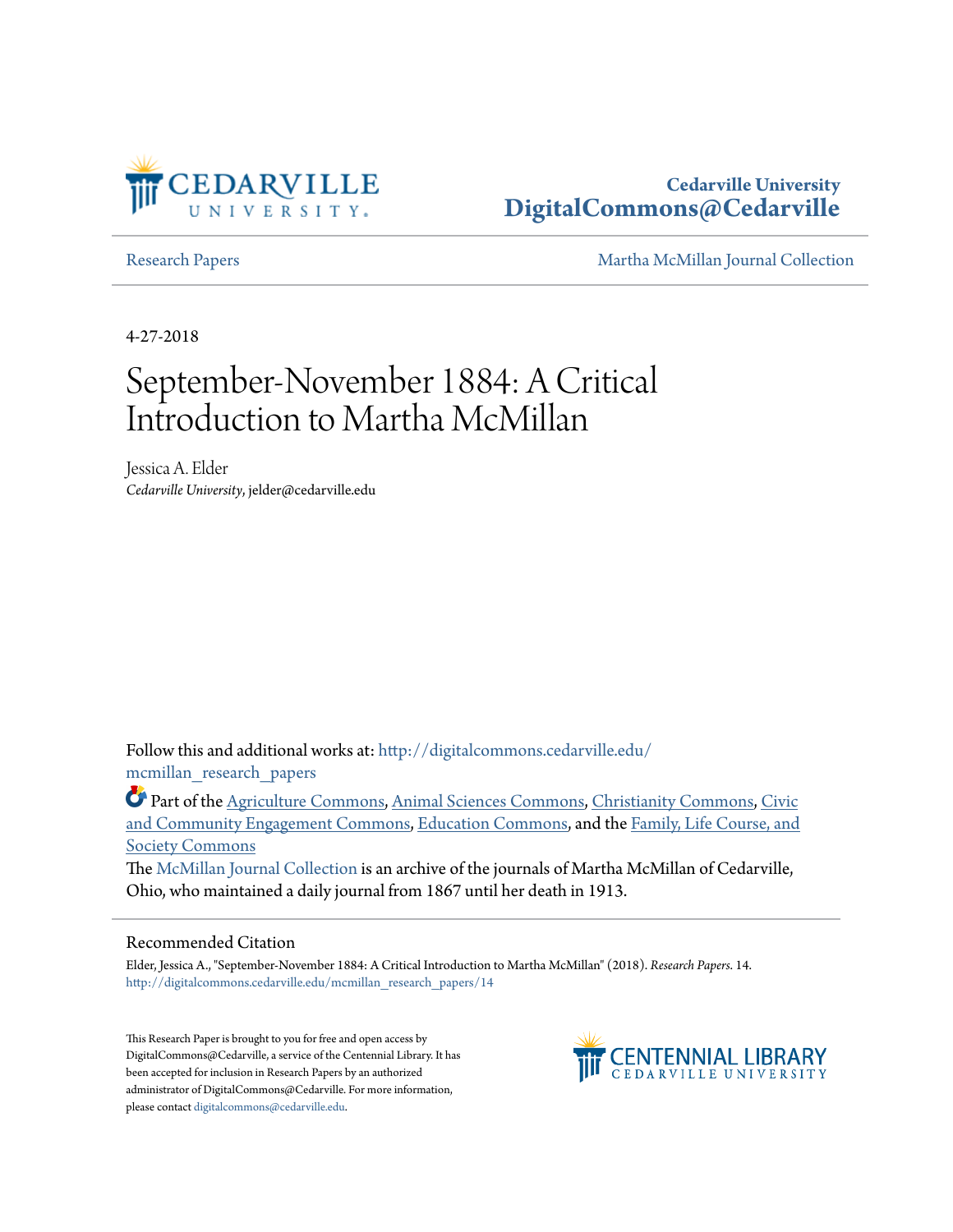Cedarville University
DigitalCommons@Cedarville

Research Papers | Martha McMillan Journal Collection

4-27-2018

# September-November 1884: A Critical Introduction to Martha McMillan

Jessica A. Elder
*Cedarville University*, jelder@cedarville.edu

Follow this and additional works at: http://digitalcommons.cedarville.edu/mcmillan_research_papers

Part of the Agriculture Commons, Animal Sciences Commons, Christianity Commons, Civic and Community Engagement Commons, Education Commons, and the Family, Life Course, and Society Commons

The McMillan Journal Collection is an archive of the journals of Martha McMillan of Cedarville, Ohio, who maintained a daily journal from 1867 until her death in 1913.

## Recommended Citation

Elder, Jessica A., "September-November 1884: A Critical Introduction to Martha McMillan" (2018). *Research Papers*. 14.
http://digitalcommons.cedarville.edu/mcmillan_research_papers/14

This Research Paper is brought to you for free and open access by DigitalCommons@Cedarville, a service of the Centennial Library. It has been accepted for inclusion in Research Papers by an authorized administrator of DigitalCommons@Cedarville. For more information, please contact digitalcommons@cedarville.edu.

CENTENNIAL LIBRARY
CEDARVILLE UNIVERSITY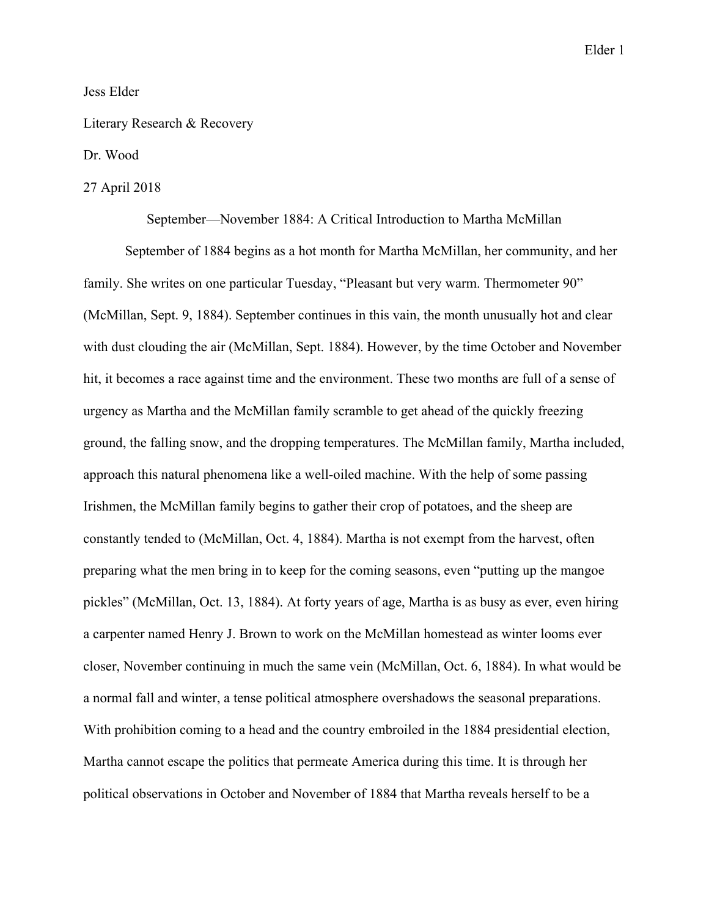Jess Elder

Literary Research & Recovery

Dr. Wood

27 April 2018

# September—November 1884: A Critical Introduction to Martha McMillan

September of 1884 begins as a hot month for Martha McMillan, her community, and her family. She writes on one particular Tuesday, "Pleasant but very warm. Thermometer 90" (McMillan, Sept. 9, 1884). September continues in this vain, the month unusually hot and clear with dust clouding the air (McMillan, Sept. 1884). However, by the time October and November hit, it becomes a race against time and the environment. These two months are full of a sense of urgency as Martha and the McMillan family scramble to get ahead of the quickly freezing ground, the falling snow, and the dropping temperatures. The McMillan family, Martha included, approach this natural phenomena like a well-oiled machine. With the help of some passing Irishmen, the McMillan family begins to gather their crop of potatoes, and the sheep are constantly tended to (McMillan, Oct. 4, 1884). Martha is not exempt from the harvest, often preparing what the men bring in to keep for the coming seasons, even "putting up the mangoe pickles" (McMillan, Oct. 13, 1884). At forty years of age, Martha is as busy as ever, even hiring a carpenter named Henry J. Brown to work on the McMillan homestead as winter looms ever closer, November continuing in much the same vein (McMillan, Oct. 6, 1884). In what would be a normal fall and winter, a tense political atmosphere overshadows the seasonal preparations. With prohibition coming to a head and the country embroiled in the 1884 presidential election, Martha cannot escape the politics that permeate America during this time. It is through her political observations in October and November of 1884 that Martha reveals herself to be a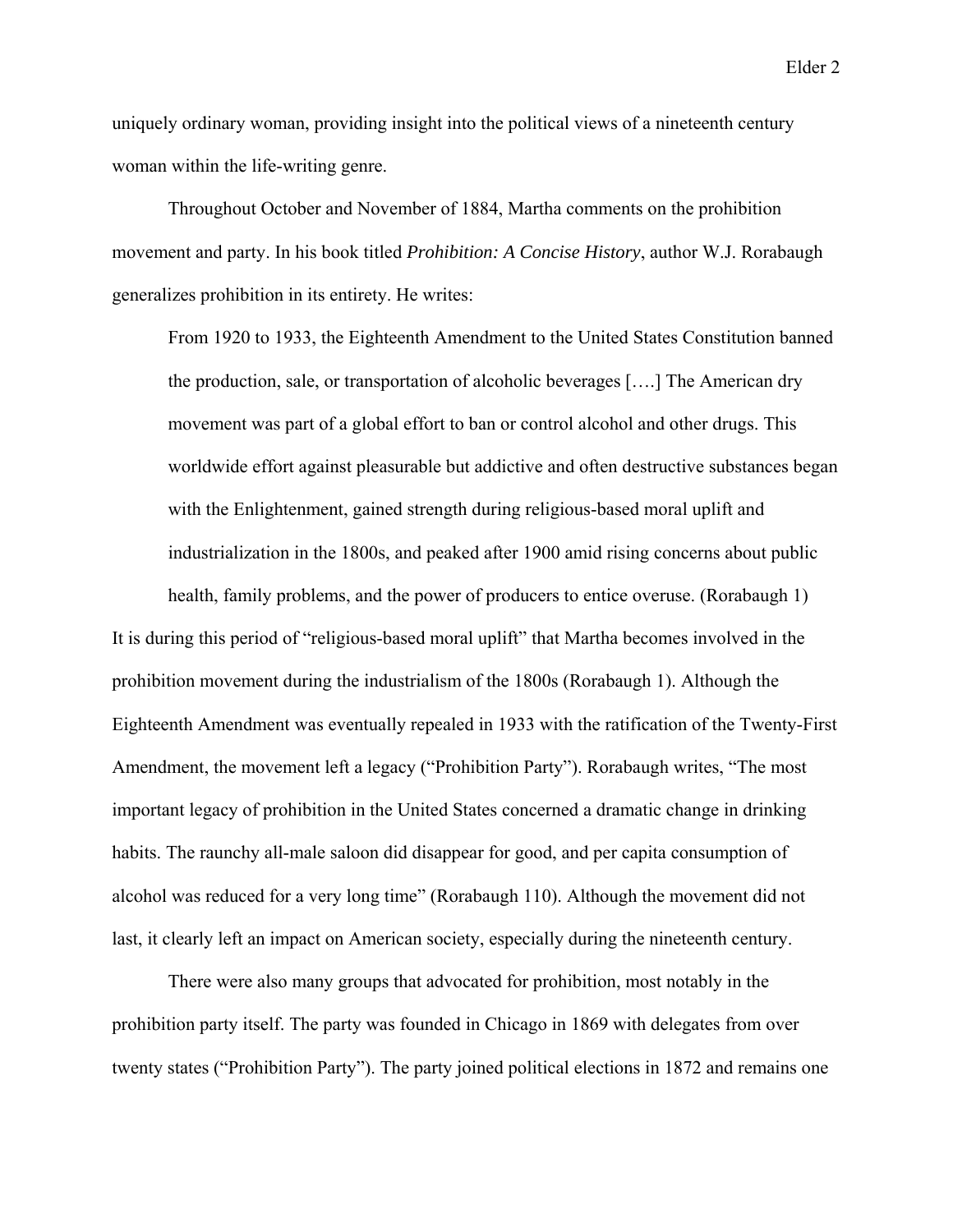uniquely ordinary woman, providing insight into the political views of a nineteenth century woman within the life-writing genre.

Throughout October and November of 1884, Martha comments on the prohibition movement and party. In his book titled *Prohibition: A Concise History*, author W.J. Rorabaugh generalizes prohibition in its entirety. He writes:

> From 1920 to 1933, the Eighteenth Amendment to the United States Constitution banned the production, sale, or transportation of alcoholic beverages [….] The American dry movement was part of a global effort to ban or control alcohol and other drugs. This worldwide effort against pleasurable but addictive and often destructive substances began with the Enlightenment, gained strength during religious-based moral uplift and industrialization in the 1800s, and peaked after 1900 amid rising concerns about public health, family problems, and the power of producers to entice overuse. (Rorabaugh 1)

It is during this period of "religious-based moral uplift" that Martha becomes involved in the prohibition movement during the industrialism of the 1800s (Rorabaugh 1). Although the Eighteenth Amendment was eventually repealed in 1933 with the ratification of the Twenty-First Amendment, the movement left a legacy ("Prohibition Party"). Rorabaugh writes, "The most important legacy of prohibition in the United States concerned a dramatic change in drinking habits. The raunchy all-male saloon did disappear for good, and per capita consumption of alcohol was reduced for a very long time" (Rorabaugh 110). Although the movement did not last, it clearly left an impact on American society, especially during the nineteenth century.

There were also many groups that advocated for prohibition, most notably in the prohibition party itself. The party was founded in Chicago in 1869 with delegates from over twenty states ("Prohibition Party"). The party joined political elections in 1872 and remains one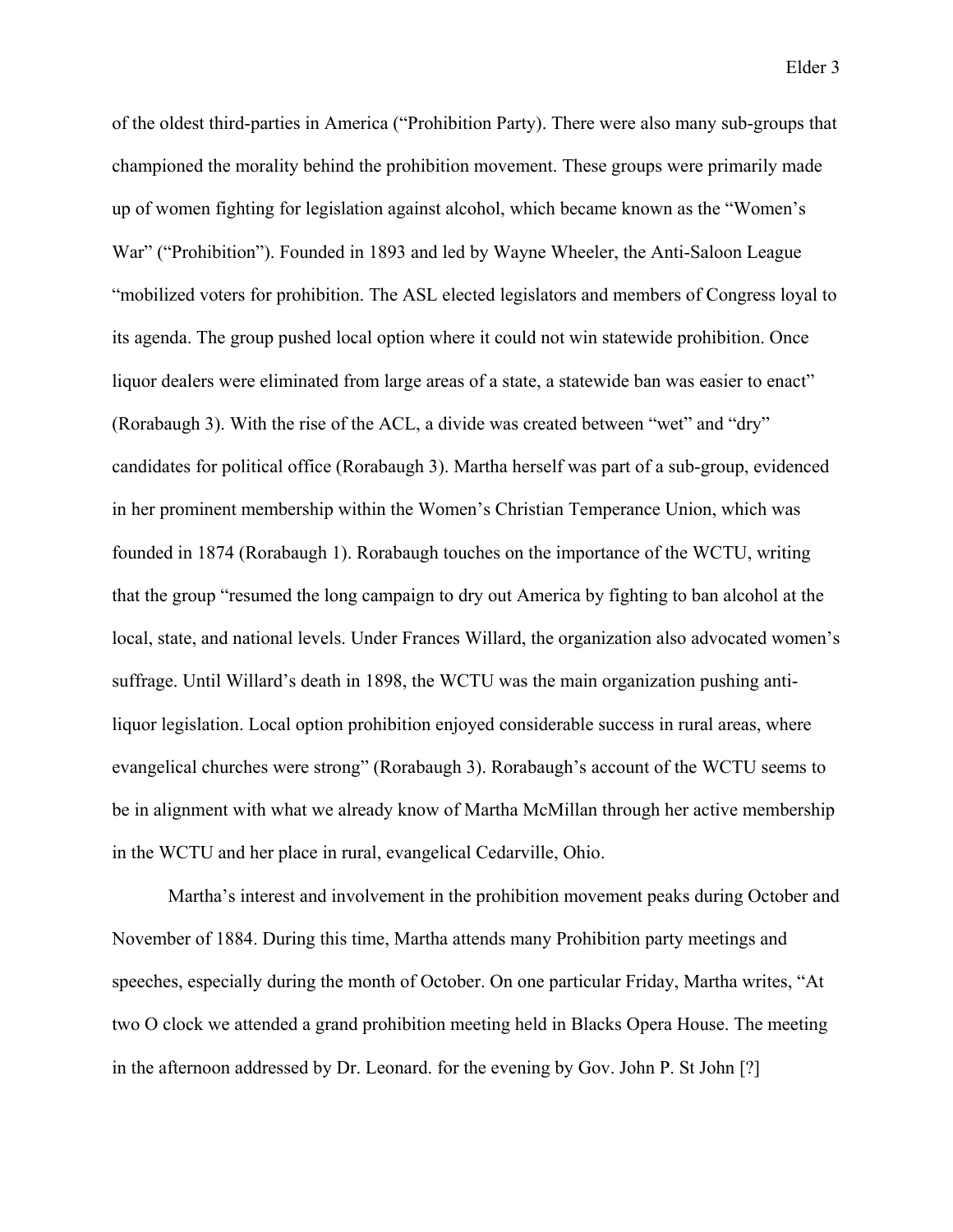of the oldest third-parties in America (“Prohibition Party). There were also many sub-groups that championed the morality behind the prohibition movement. These groups were primarily made up of women fighting for legislation against alcohol, which became known as the “Women’s War” (“Prohibition”). Founded in 1893 and led by Wayne Wheeler, the Anti-Saloon League “mobilized voters for prohibition. The ASL elected legislators and members of Congress loyal to its agenda. The group pushed local option where it could not win statewide prohibition. Once liquor dealers were eliminated from large areas of a state, a statewide ban was easier to enact” (Rorabaugh 3). With the rise of the ACL, a divide was created between “wet” and “dry” candidates for political office (Rorabaugh 3). Martha herself was part of a sub-group, evidenced in her prominent membership within the Women’s Christian Temperance Union, which was founded in 1874 (Rorabaugh 1). Rorabaugh touches on the importance of the WCTU, writing that the group “resumed the long campaign to dry out America by fighting to ban alcohol at the local, state, and national levels. Under Frances Willard, the organization also advocated women’s suffrage. Until Willard’s death in 1898, the WCTU was the main organization pushing anti-liquor legislation. Local option prohibition enjoyed considerable success in rural areas, where evangelical churches were strong” (Rorabaugh 3). Rorabaugh’s account of the WCTU seems to be in alignment with what we already know of Martha McMillan through her active membership in the WCTU and her place in rural, evangelical Cedarville, Ohio.

Martha’s interest and involvement in the prohibition movement peaks during October and November of 1884. During this time, Martha attends many Prohibition party meetings and speeches, especially during the month of October. On one particular Friday, Martha writes, “At two O clock we attended a grand prohibition meeting held in Blacks Opera House. The meeting in the afternoon addressed by Dr. Leonard. for the evening by Gov. John P. St John [?]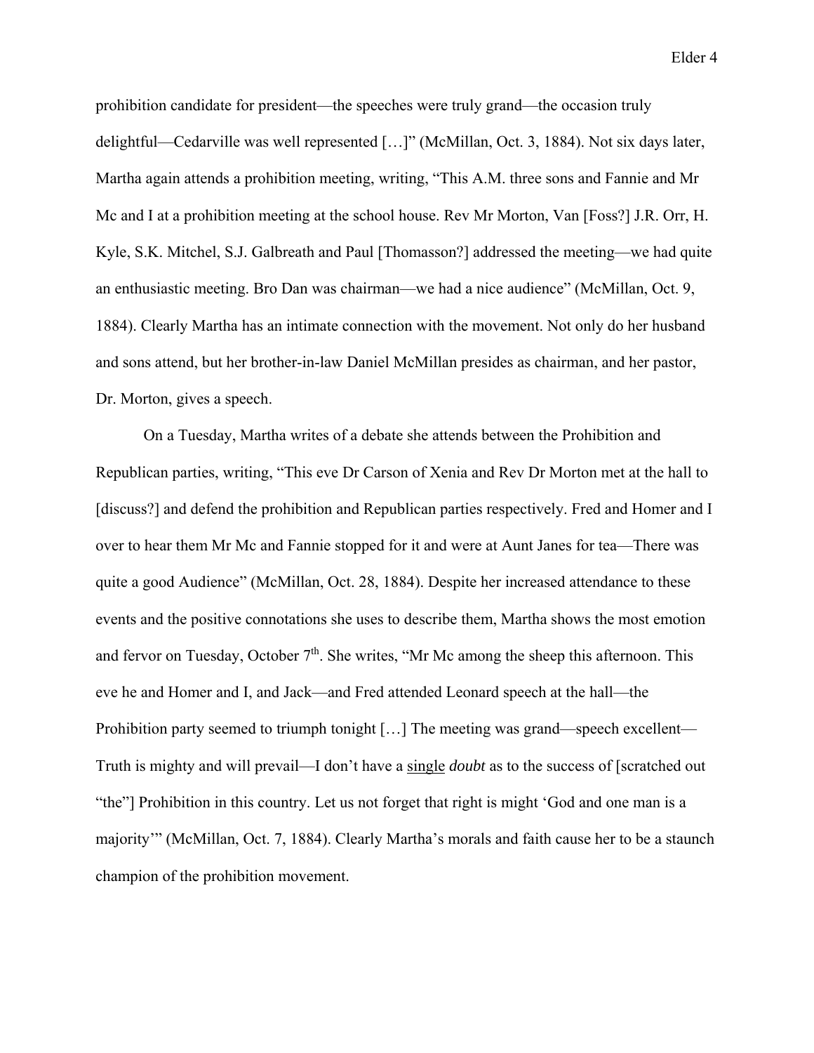prohibition candidate for president—the speeches were truly grand—the occasion truly delightful—Cedarville was well represented […]" (McMillan, Oct. 3, 1884). Not six days later, Martha again attends a prohibition meeting, writing, "This A.M. three sons and Fannie and Mr Mc and I at a prohibition meeting at the school house. Rev Mr Morton, Van [Foss?] J.R. Orr, H. Kyle, S.K. Mitchel, S.J. Galbreath and Paul [Thomasson?] addressed the meeting—we had quite an enthusiastic meeting. Bro Dan was chairman—we had a nice audience" (McMillan, Oct. 9, 1884). Clearly Martha has an intimate connection with the movement. Not only do her husband and sons attend, but her brother-in-law Daniel McMillan presides as chairman, and her pastor, Dr. Morton, gives a speech.

On a Tuesday, Martha writes of a debate she attends between the Prohibition and Republican parties, writing, "This eve Dr Carson of Xenia and Rev Dr Morton met at the hall to [discuss?] and defend the prohibition and Republican parties respectively. Fred and Homer and I over to hear them Mr Mc and Fannie stopped for it and were at Aunt Janes for tea—There was quite a good Audience" (McMillan, Oct. 28, 1884). Despite her increased attendance to these events and the positive connotations she uses to describe them, Martha shows the most emotion and fervor on Tuesday, October 7th. She writes, "Mr Mc among the sheep this afternoon. This eve he and Homer and I, and Jack—and Fred attended Leonard speech at the hall—the Prohibition party seemed to triumph tonight […] The meeting was grand—speech excellent—Truth is mighty and will prevail—I don't have a <u>single</u> *doubt* as to the success of [scratched out "the"] Prohibition in this country. Let us not forget that right is might 'God and one man is a majority'" (McMillan, Oct. 7, 1884). Clearly Martha's morals and faith cause her to be a staunch champion of the prohibition movement.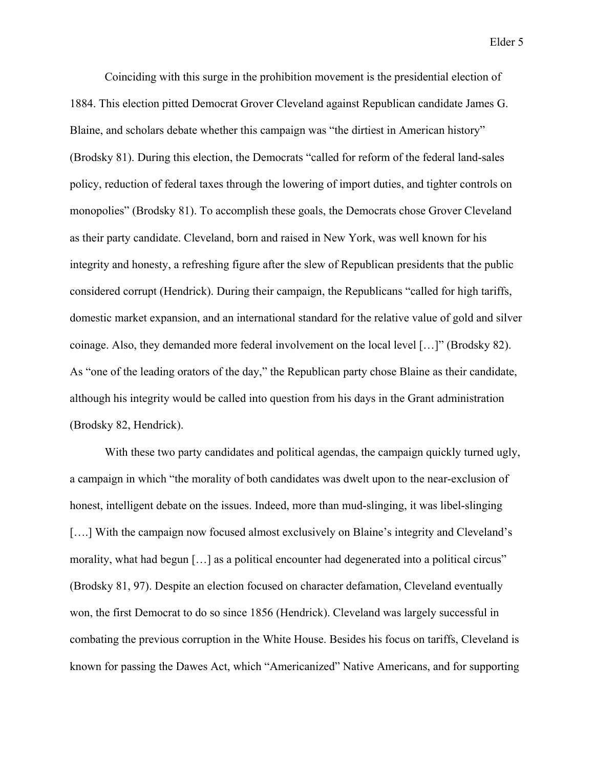Coinciding with this surge in the prohibition movement is the presidential election of 1884. This election pitted Democrat Grover Cleveland against Republican candidate James G. Blaine, and scholars debate whether this campaign was "the dirtiest in American history" (Brodsky 81). During this election, the Democrats "called for reform of the federal land-sales policy, reduction of federal taxes through the lowering of import duties, and tighter controls on monopolies" (Brodsky 81). To accomplish these goals, the Democrats chose Grover Cleveland as their party candidate. Cleveland, born and raised in New York, was well known for his integrity and honesty, a refreshing figure after the slew of Republican presidents that the public considered corrupt (Hendrick). During their campaign, the Republicans "called for high tariffs, domestic market expansion, and an international standard for the relative value of gold and silver coinage. Also, they demanded more federal involvement on the local level […]" (Brodsky 82). As "one of the leading orators of the day," the Republican party chose Blaine as their candidate, although his integrity would be called into question from his days in the Grant administration (Brodsky 82, Hendrick).

With these two party candidates and political agendas, the campaign quickly turned ugly, a campaign in which "the morality of both candidates was dwelt upon to the near-exclusion of honest, intelligent debate on the issues. Indeed, more than mud-slinging, it was libel-slinging [….] With the campaign now focused almost exclusively on Blaine's integrity and Cleveland's morality, what had begun […] as a political encounter had degenerated into a political circus" (Brodsky 81, 97). Despite an election focused on character defamation, Cleveland eventually won, the first Democrat to do so since 1856 (Hendrick). Cleveland was largely successful in combating the previous corruption in the White House. Besides his focus on tariffs, Cleveland is known for passing the Dawes Act, which "Americanized" Native Americans, and for supporting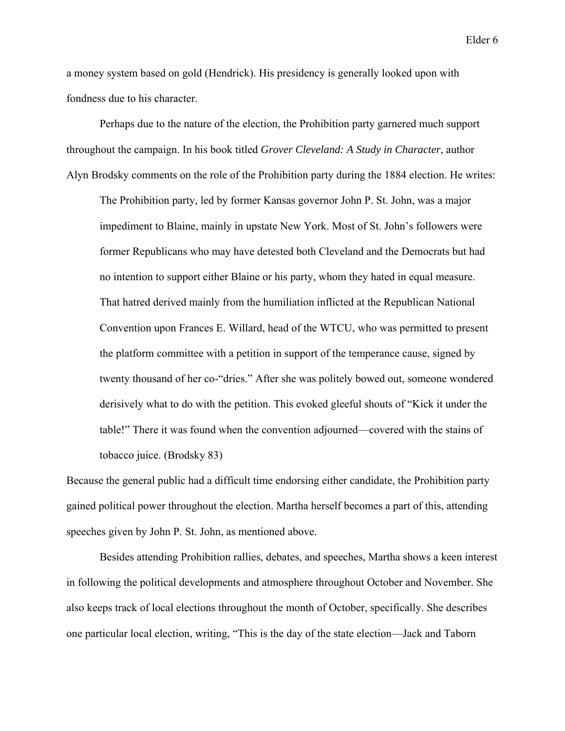a money system based on gold (Hendrick). His presidency is generally looked upon with fondness due to his character.

Perhaps due to the nature of the election, the Prohibition party garnered much support throughout the campaign. In his book titled *Grover Cleveland: A Study in Character*, author Alyn Brodsky comments on the role of the Prohibition party during the 1884 election. He writes:

> The Prohibition party, led by former Kansas governor John P. St. John, was a major impediment to Blaine, mainly in upstate New York. Most of St. John's followers were former Republicans who may have detested both Cleveland and the Democrats but had no intention to support either Blaine or his party, whom they hated in equal measure. That hatred derived mainly from the humiliation inflicted at the Republican National Convention upon Frances E. Willard, head of the WTCU, who was permitted to present the platform committee with a petition in support of the temperance cause, signed by twenty thousand of her co-"dries." After she was politely bowed out, someone wondered derisively what to do with the petition. This evoked gleeful shouts of "Kick it under the table!" There it was found when the convention adjourned—covered with the stains of tobacco juice. (Brodsky 83)

Because the general public had a difficult time endorsing either candidate, the Prohibition party gained political power throughout the election. Martha herself becomes a part of this, attending speeches given by John P. St. John, as mentioned above.

Besides attending Prohibition rallies, debates, and speeches, Martha shows a keen interest in following the political developments and atmosphere throughout October and November. She also keeps track of local elections throughout the month of October, specifically. She describes one particular local election, writing, "This is the day of the state election—Jack and Taborn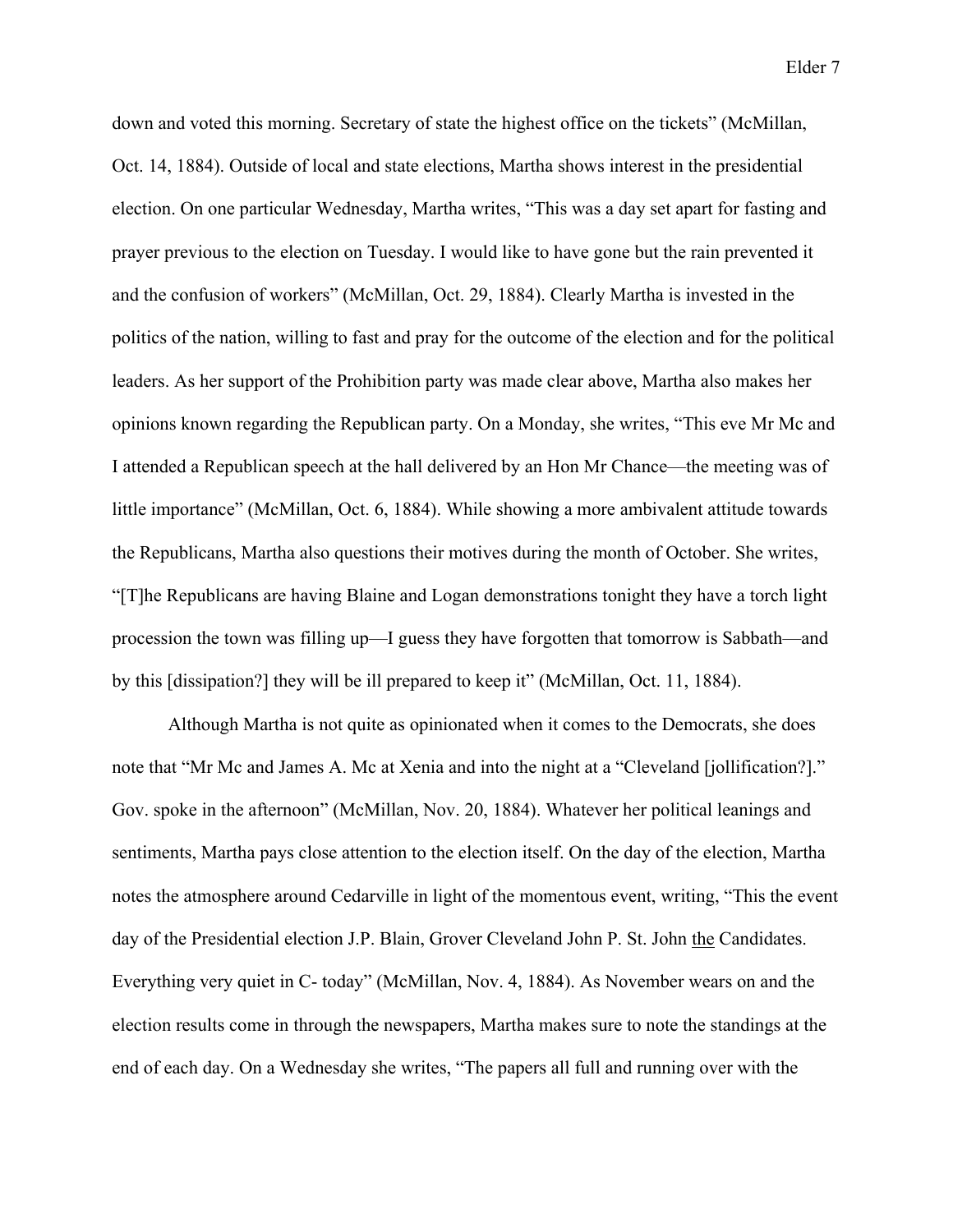down and voted this morning. Secretary of state the highest office on the tickets" (McMillan, Oct. 14, 1884). Outside of local and state elections, Martha shows interest in the presidential election. On one particular Wednesday, Martha writes, "This was a day set apart for fasting and prayer previous to the election on Tuesday. I would like to have gone but the rain prevented it and the confusion of workers" (McMillan, Oct. 29, 1884). Clearly Martha is invested in the politics of the nation, willing to fast and pray for the outcome of the election and for the political leaders. As her support of the Prohibition party was made clear above, Martha also makes her opinions known regarding the Republican party. On a Monday, she writes, "This eve Mr Mc and I attended a Republican speech at the hall delivered by an Hon Mr Chance—the meeting was of little importance" (McMillan, Oct. 6, 1884). While showing a more ambivalent attitude towards the Republicans, Martha also questions their motives during the month of October. She writes, "[T]he Republicans are having Blaine and Logan demonstrations tonight they have a torch light procession the town was filling up—I guess they have forgotten that tomorrow is Sabbath—and by this [dissipation?] they will be ill prepared to keep it" (McMillan, Oct. 11, 1884).

Although Martha is not quite as opinionated when it comes to the Democrats, she does note that "Mr Mc and James A. Mc at Xenia and into the night at a "Cleveland [jollification?]." Gov. spoke in the afternoon" (McMillan, Nov. 20, 1884). Whatever her political leanings and sentiments, Martha pays close attention to the election itself. On the day of the election, Martha notes the atmosphere around Cedarville in light of the momentous event, writing, "This the event day of the Presidential election J.P. Blain, Grover Cleveland John P. St. John <u>the</u> Candidates. Everything very quiet in C- today" (McMillan, Nov. 4, 1884). As November wears on and the election results come in through the newspapers, Martha makes sure to note the standings at the end of each day. On a Wednesday she writes, "The papers all full and running over with the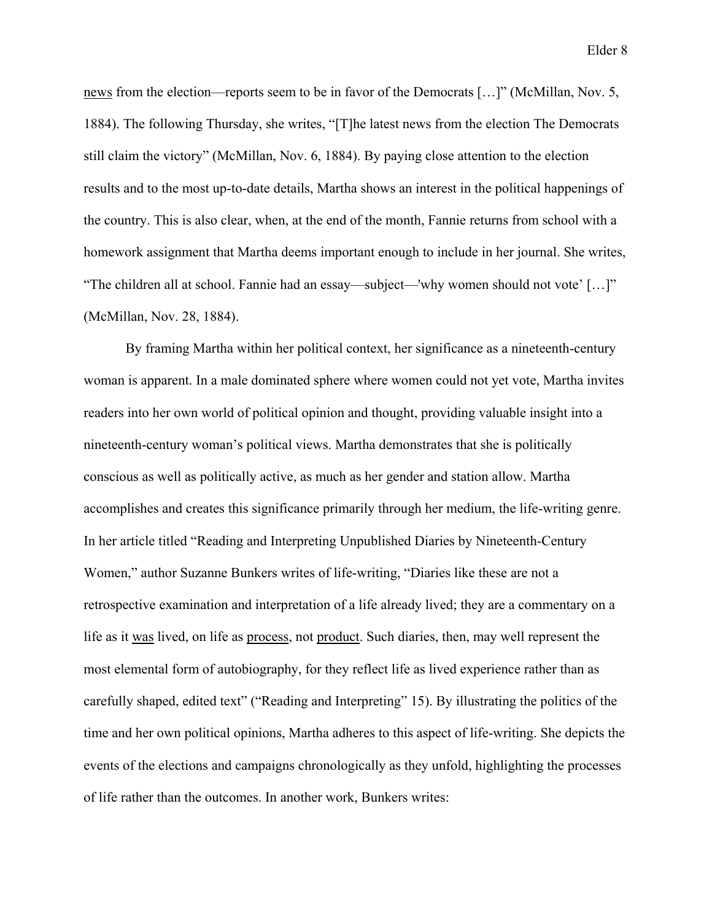news from the election—reports seem to be in favor of the Democrats […]" (McMillan, Nov. 5, 1884). The following Thursday, she writes, "[T]he latest news from the election The Democrats still claim the victory" (McMillan, Nov. 6, 1884). By paying close attention to the election results and to the most up-to-date details, Martha shows an interest in the political happenings of the country. This is also clear, when, at the end of the month, Fannie returns from school with a homework assignment that Martha deems important enough to include in her journal. She writes, "The children all at school. Fannie had an essay—subject—'why women should not vote' […]" (McMillan, Nov. 28, 1884).

By framing Martha within her political context, her significance as a nineteenth-century woman is apparent. In a male dominated sphere where women could not yet vote, Martha invites readers into her own world of political opinion and thought, providing valuable insight into a nineteenth-century woman's political views. Martha demonstrates that she is politically conscious as well as politically active, as much as her gender and station allow. Martha accomplishes and creates this significance primarily through her medium, the life-writing genre. In her article titled "Reading and Interpreting Unpublished Diaries by Nineteenth-Century Women," author Suzanne Bunkers writes of life-writing, "Diaries like these are not a retrospective examination and interpretation of a life already lived; they are a commentary on a life as it was lived, on life as process, not product. Such diaries, then, may well represent the most elemental form of autobiography, for they reflect life as lived experience rather than as carefully shaped, edited text" ("Reading and Interpreting" 15). By illustrating the politics of the time and her own political opinions, Martha adheres to this aspect of life-writing. She depicts the events of the elections and campaigns chronologically as they unfold, highlighting the processes of life rather than the outcomes. In another work, Bunkers writes: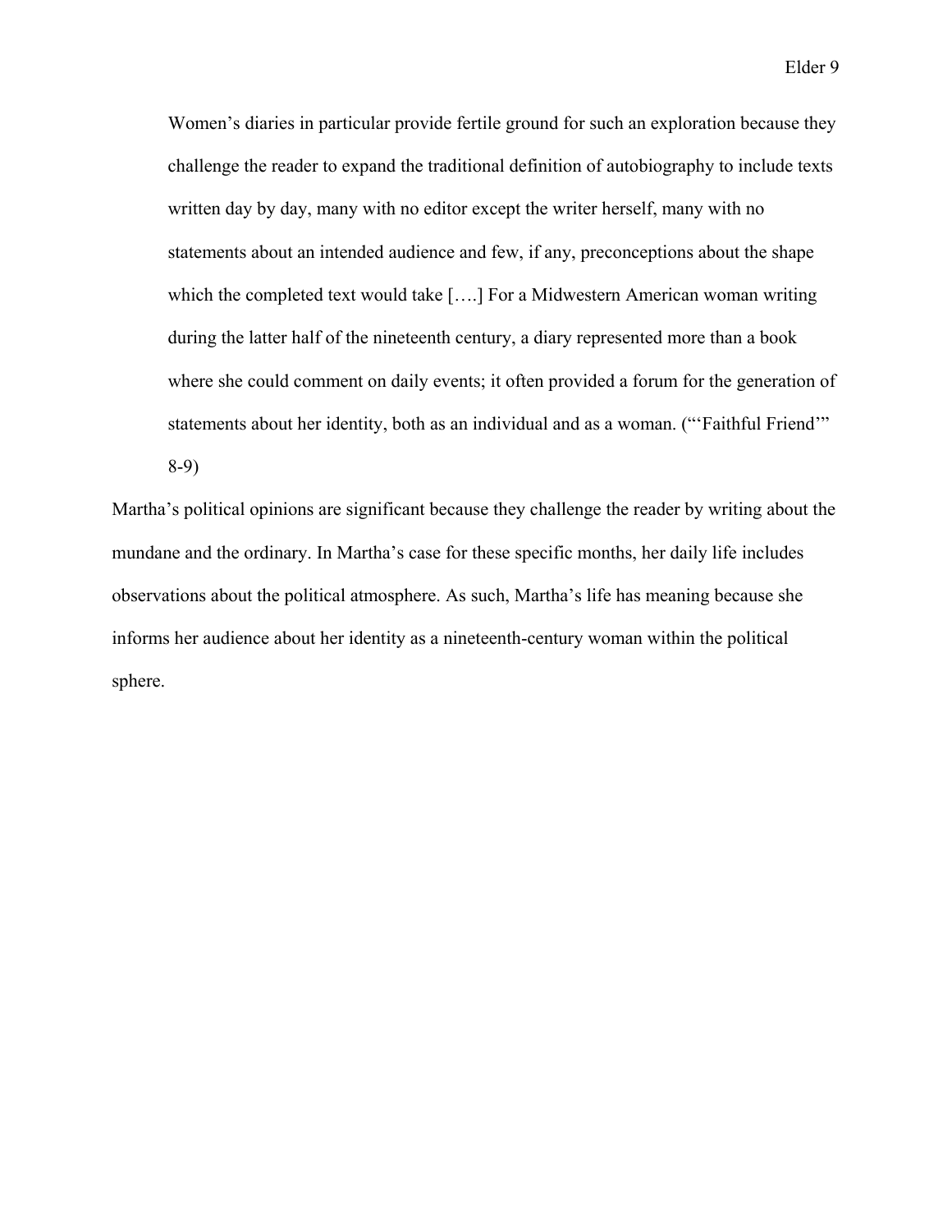> Women's diaries in particular provide fertile ground for such an exploration because they challenge the reader to expand the traditional definition of autobiography to include texts written day by day, many with no editor except the writer herself, many with no statements about an intended audience and few, if any, preconceptions about the shape which the completed text would take [….] For a Midwestern American woman writing during the latter half of the nineteenth century, a diary represented more than a book where she could comment on daily events; it often provided a forum for the generation of statements about her identity, both as an individual and as a woman. ("'Faithful Friend'" 8-9)

Martha's political opinions are significant because they challenge the reader by writing about the mundane and the ordinary. In Martha's case for these specific months, her daily life includes observations about the political atmosphere. As such, Martha's life has meaning because she informs her audience about her identity as a nineteenth-century woman within the political sphere.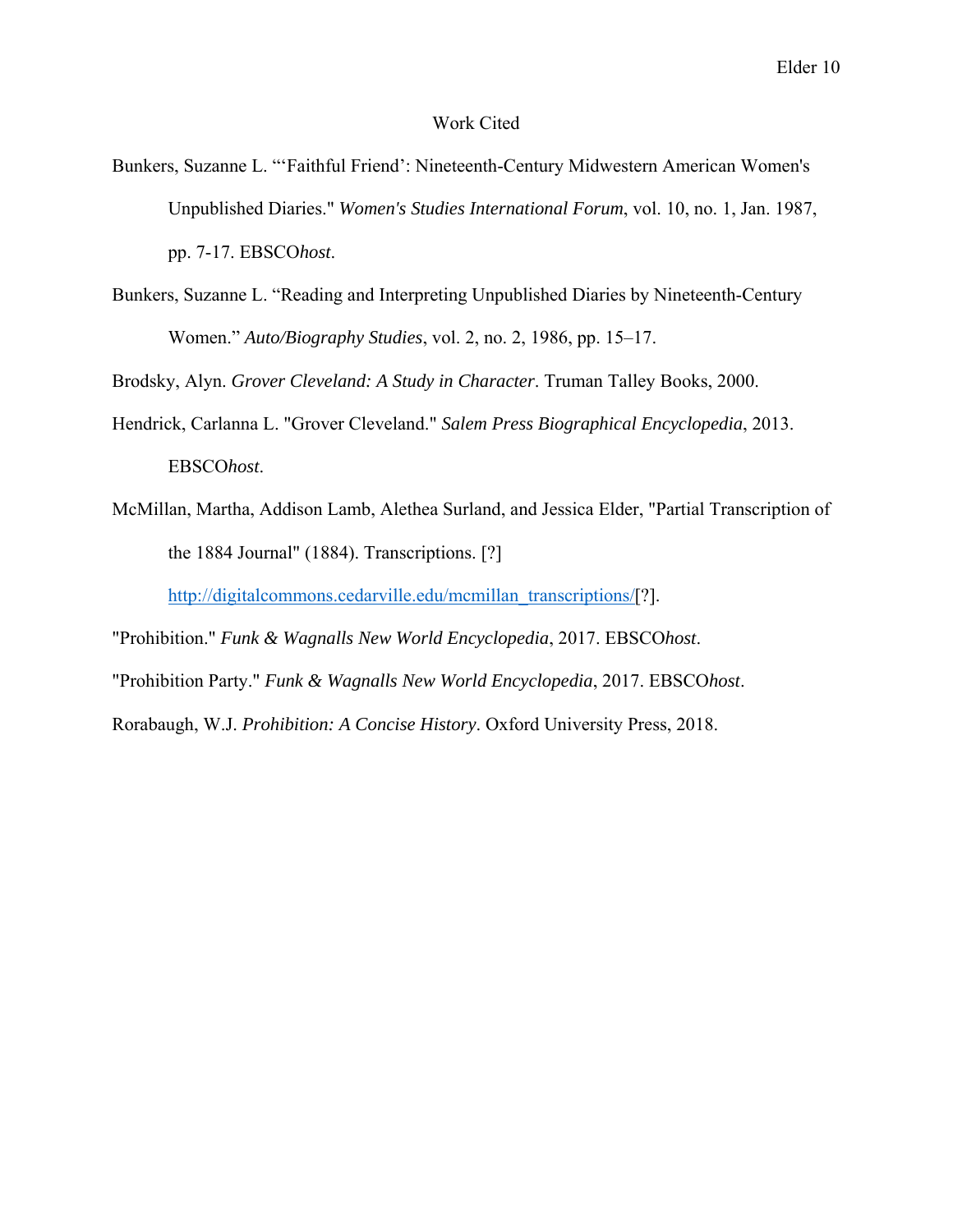# Work Cited

Bunkers, Suzanne L. "'Faithful Friend': Nineteenth-Century Midwestern American Women's Unpublished Diaries." *Women's Studies International Forum*, vol. 10, no. 1, Jan. 1987, pp. 7-17. EBSCO*host*.

Bunkers, Suzanne L. "Reading and Interpreting Unpublished Diaries by Nineteenth-Century Women." *Auto/Biography Studies*, vol. 2, no. 2, 1986, pp. 15–17.

Brodsky, Alyn. *Grover Cleveland: A Study in Character*. Truman Talley Books, 2000.

Hendrick, Carlanna L. "Grover Cleveland." *Salem Press Biographical Encyclopedia*, 2013. EBSCO*host*.

McMillan, Martha, Addison Lamb, Alethea Surland, and Jessica Elder, "Partial Transcription of the 1884 Journal" (1884). Transcriptions. [?] http://digitalcommons.cedarville.edu/mcmillan_transcriptions/[?].

"Prohibition." *Funk & Wagnalls New World Encyclopedia*, 2017. EBSCO*host*.

"Prohibition Party." *Funk & Wagnalls New World Encyclopedia*, 2017. EBSCO*host*.

Rorabaugh, W.J. *Prohibition: A Concise History*. Oxford University Press, 2018.